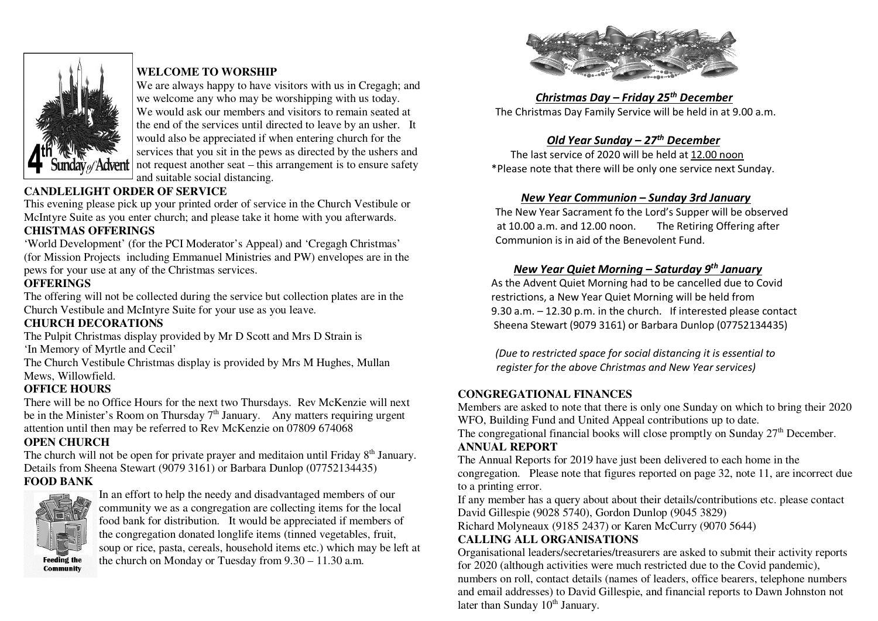## WELCOME TO WORSHIP

We are always happy to have visitors with us in Cregagh; and we welcome any who may be worshipping with us today. We would ask our members and visitors to remain seated at the end of the services until directed to leave by an usher. It would also be appreciated if when entering church for the services that you sit in the pews as directed by the ushers and not request another seat – this arrangement is to ensure safety and suitable social distancing.

### CANDLELIGHT ORDER OF SERVICE

This evening please pick up your printed order of service in the Church Vestibule or McIntyre Suite as you enter church; and please take it home with you afterwards.

### CHISTMAS OFFERINGS

'World Development' (for the PCI Moderator's Appeal) and 'Cregagh Christmas' (for Mission Projects including Emmanuel Ministries and PW) envelopes are in the pews for your use at any of the Christmas services.

### OFFERINGS

The offering will not be collected during the service but collection plates are in the Church Vestibule and McIntyre Suite for your use as you leave.

### CHURCH DECORATIONS

The Pulpit Christmas display provided by Mr D Scott and Mrs D Strain is 'In Memory of Myrtle and Cecil'

The Church Vestibule Christmas display is provided by Mrs M Hughes, Mullan Mews, Willowfield.

### OFFICE HOURS

There will be no Office Hours for the next two Thursdays. Rev McKenzie will next be in the Minister's Room on Thursday 7th January. Any matters requiring urgent attention until then may be referred to Rev McKenzie on 07809 674068

### OPEN CHURCH

The church will not be open for private prayer and meditaion until Friday 8th January. Details from Sheena Stewart (9079 3161) or Barbara Dunlop (07752134435)

### FOOD BANK

In an effort to help the needy and disadvantaged members of our community we as a congregation are collecting items for the local food bank for distribution. It would be appreciated if members of the congregation donated longlife items (tinned vegetables, fruit, soup or rice, pasta, cereals, household items etc.) which may be left at the church on Monday or Tuesday from 9.30 – 11.30 a.m.

***Christmas Day – Friday 25th December***

The Christmas Day Family Service will be held in at 9.00 a.m.

***Old Year Sunday – 27th December***

The last service of 2020 will be held at 12.00 noon

*Please note that there will be only one service next Sunday.

***New Year Communion – Sunday 3rd January***

The New Year Sacrament fo the Lord's Supper will be observed at 10.00 a.m. and 12.00 noon. The Retiring Offering after Communion is in aid of the Benevolent Fund.

***New Year Quiet Morning – Saturday 9th January***

As the Advent Quiet Morning had to be cancelled due to Covid restrictions, a New Year Quiet Morning will be held from 9.30 a.m. – 12.30 p.m. in the church. If interested please contact Sheena Stewart (9079 3161) or Barbara Dunlop (07752134435)

*(Due to restricted space for social distancing it is essential to register for the above Christmas and New Year services)*

### CONGREGATIONAL FINANCES

Members are asked to note that there is only one Sunday on which to bring their 2020 WFO, Building Fund and United Appeal contributions up to date.

The congregational financial books will close promptly on Sunday 27th December.

### ANNUAL REPORT

The Annual Reports for 2019 have just been delivered to each home in the congregation. Please note that figures reported on page 32, note 11, are incorrect due to a printing error.

If any member has a query about about their details/contributions etc. please contact David Gillespie (9028 5740), Gordon Dunlop (9045 3829)

Richard Molyneaux (9185 2437) or Karen McCurry (9070 5644)

### CALLING ALL ORGANISATIONS

Organisational leaders/secretaries/treasurers are asked to submit their activity reports for 2020 (although activities were much restricted due to the Covid pandemic), numbers on roll, contact details (names of leaders, office bearers, telephone numbers and email addresses) to David Gillespie, and financial reports to Dawn Johnston not later than Sunday 10th January.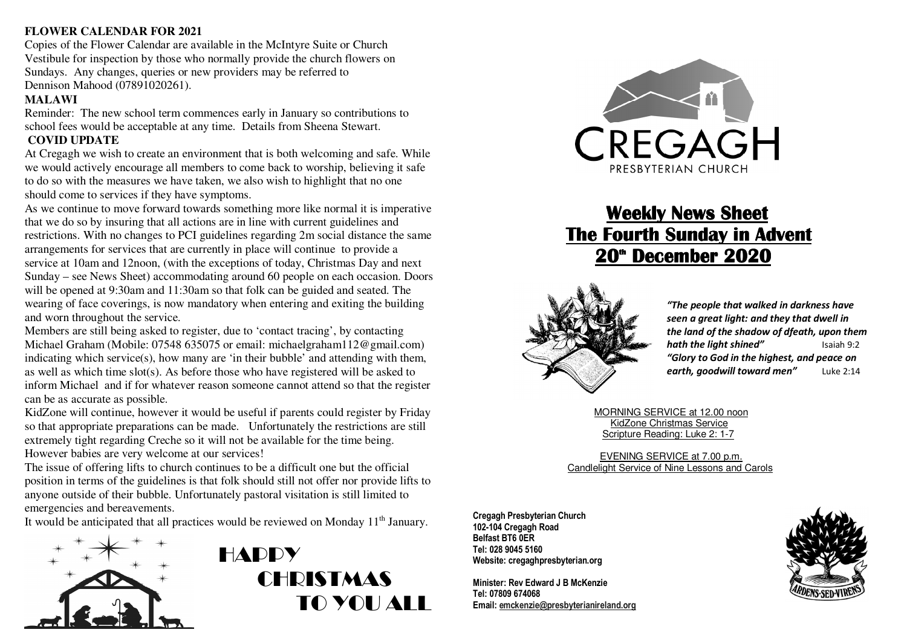**FLOWER CALENDAR FOR 2021**

Copies of the Flower Calendar are available in the McIntyre Suite or Church Vestibule for inspection by those who normally provide the church flowers on Sundays. Any changes, queries or new providers may be referred to Dennison Mahood (07891020261).

**MALAWI**

Reminder: The new school term commences early in January so contributions to school fees would be acceptable at any time. Details from Sheena Stewart.

**COVID UPDATE**

At Cregagh we wish to create an environment that is both welcoming and safe. While we would actively encourage all members to come back to worship, believing it safe to do so with the measures we have taken, we also wish to highlight that no one should come to services if they have symptoms.

As we continue to move forward towards something more like normal it is imperative that we do so by insuring that all actions are in line with current guidelines and restrictions. With no changes to PCI guidelines regarding 2m social distance the same arrangements for services that are currently in place will continue to provide a service at 10am and 12noon, (with the exceptions of today, Christmas Day and next Sunday – see News Sheet) accommodating around 60 people on each occasion. Doors will be opened at 9:30am and 11:30am so that folk can be guided and seated. The wearing of face coverings, is now mandatory when entering and exiting the building and worn throughout the service.

Members are still being asked to register, due to 'contact tracing', by contacting Michael Graham (Mobile: 07548 635075 or email: michaelgraham112@gmail.com) indicating which service(s), how many are 'in their bubble' and attending with them, as well as which time slot(s). As before those who have registered will be asked to inform Michael and if for whatever reason someone cannot attend so that the register can be as accurate as possible.

KidZone will continue, however it would be useful if parents could register by Friday so that appropriate preparations can be made. Unfortunately the restrictions are still extremely tight regarding Creche so it will not be available for the time being. However babies are very welcome at our services!

The issue of offering lifts to church continues to be a difficult one but the official position in terms of the guidelines is that folk should still not offer nor provide lifts to anyone outside of their bubble. Unfortunately pastoral visitation is still limited to emergencies and bereavements.

It would be anticipated that all practices would be reviewed on Monday 11th January.

HAPPY CHRISTMAS TO YOU ALL

CREGAGH
PRESBYTERIAN CHURCH

# Weekly News Sheet
# The Fourth Sunday in Advent
# 20th December 2020

*"The people that walked in darkness have seen a great light: and they that dwell in the land of the shadow of dfeath, upon them hath the light shined"* Isaiah 9:2

*"Glory to God in the highest, and peace on earth, goodwill toward men"* Luke 2:14

MORNING SERVICE at 12.00 noon
KidZone Christmas Service
Scripture Reading: Luke 2: 1-7

EVENING SERVICE at 7.00 p.m.
Candlelight Service of Nine Lessons and Carols

**Cregagh Presbyterian Church**
**102-104 Cregagh Road**
**Belfast BT6 0ER**
**Tel: 028 9045 5160**
**Website: cregaghpresbyterian.org**

**Minister: Rev Edward J B McKenzie**
**Tel: 07809 674068**
**Email: emckenzie@presbyterianireland.org**

ARDENS·SED·VIRENS